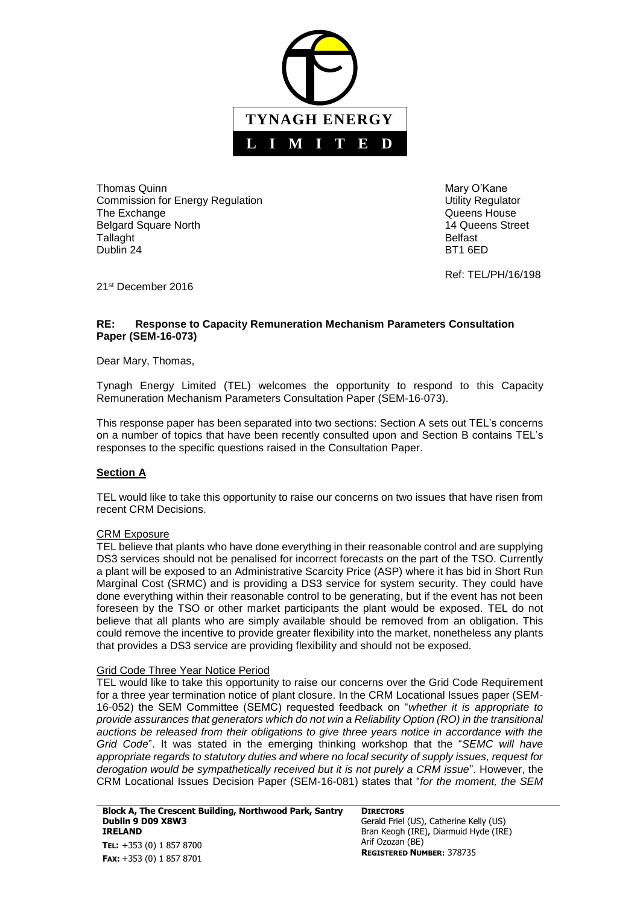**TYNAGH ENERGY LIMITED**

Thomas Quinn
Commission for Energy Regulation
The Exchange
Belgard Square North
Tallaght
Dublin 24

Mary O'Kane
Utility Regulator
Queens House
14 Queens Street
Belfast
BT1 6ED

Ref: TEL/PH/16/198

21st December 2016

**RE: Response to Capacity Remuneration Mechanism Parameters Consultation Paper (SEM-16-073)**

Dear Mary, Thomas,

Tynagh Energy Limited (TEL) welcomes the opportunity to respond to this Capacity Remuneration Mechanism Parameters Consultation Paper (SEM-16-073).

This response paper has been separated into two sections: Section A sets out TEL's concerns on a number of topics that have been recently consulted upon and Section B contains TEL's responses to the specific questions raised in the Consultation Paper.

## **Section A**

TEL would like to take this opportunity to raise our concerns on two issues that have risen from recent CRM Decisions.

### CRM Exposure

TEL believe that plants who have done everything in their reasonable control and are supplying DS3 services should not be penalised for incorrect forecasts on the part of the TSO. Currently a plant will be exposed to an Administrative Scarcity Price (ASP) where it has bid in Short Run Marginal Cost (SRMC) and is providing a DS3 service for system security. They could have done everything within their reasonable control to be generating, but if the event has not been foreseen by the TSO or other market participants the plant would be exposed. TEL do not believe that all plants who are simply available should be removed from an obligation. This could remove the incentive to provide greater flexibility into the market, nonetheless any plants that provides a DS3 service are providing flexibility and should not be exposed.

### Grid Code Three Year Notice Period

TEL would like to take this opportunity to raise our concerns over the Grid Code Requirement for a three year termination notice of plant closure. In the CRM Locational Issues paper (SEM-16-052) the SEM Committee (SEMC) requested feedback on "*whether it is appropriate to provide assurances that generators which do not win a Reliability Option (RO) in the transitional auctions be released from their obligations to give three years notice in accordance with the Grid Code*". It was stated in the emerging thinking workshop that the "*SEMC will have appropriate regards to statutory duties and where no local security of supply issues, request for derogation would be sympathetically received but it is not purely a CRM issue*". However, the CRM Locational Issues Decision Paper (SEM-16-081) states that "*for the moment, the SEM*

**Block A, The Crescent Building, Northwood Park, Santry**
**Dublin 9 D09 X8W3**
**IRELAND**
**TEL:** +353 (0) 1 857 8700
**FAX:** +353 (0) 1 857 8701

**DIRECTORS**
Gerald Friel (US), Catherine Kelly (US)
Bran Keogh (IRE), Diarmuid Hyde (IRE)
Arif Ozozan (BE)
**REGISTERED NUMBER:** 378735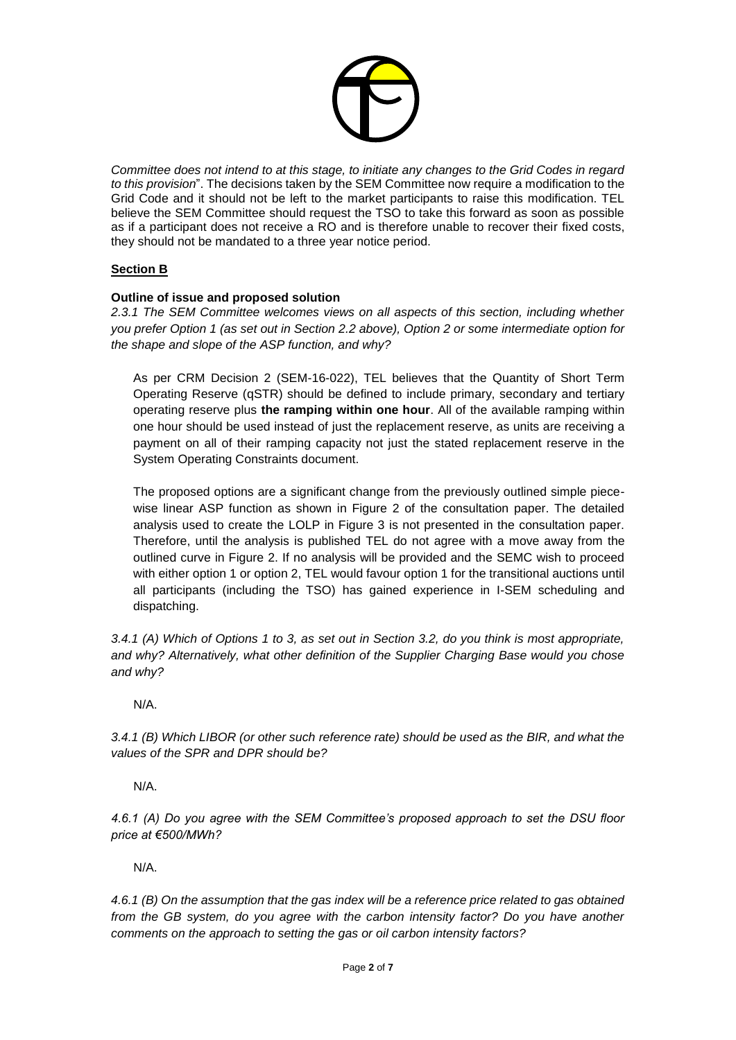*Committee does not intend to at this stage, to initiate any changes to the Grid Codes in regard to this provision*". The decisions taken by the SEM Committee now require a modification to the Grid Code and it should not be left to the market participants to raise this modification. TEL believe the SEM Committee should request the TSO to take this forward as soon as possible as if a participant does not receive a RO and is therefore unable to recover their fixed costs, they should not be mandated to a three year notice period.

## Section B

### Outline of issue and proposed solution

*2.3.1 The SEM Committee welcomes views on all aspects of this section, including whether you prefer Option 1 (as set out in Section 2.2 above), Option 2 or some intermediate option for the shape and slope of the ASP function, and why?*

As per CRM Decision 2 (SEM-16-022), TEL believes that the Quantity of Short Term Operating Reserve (qSTR) should be defined to include primary, secondary and tertiary operating reserve plus **the ramping within one hour**. All of the available ramping within one hour should be used instead of just the replacement reserve, as units are receiving a payment on all of their ramping capacity not just the stated replacement reserve in the System Operating Constraints document.

The proposed options are a significant change from the previously outlined simple piece-wise linear ASP function as shown in Figure 2 of the consultation paper. The detailed analysis used to create the LOLP in Figure 3 is not presented in the consultation paper. Therefore, until the analysis is published TEL do not agree with a move away from the outlined curve in Figure 2. If no analysis will be provided and the SEMC wish to proceed with either option 1 or option 2, TEL would favour option 1 for the transitional auctions until all participants (including the TSO) has gained experience in I-SEM scheduling and dispatching.

*3.4.1 (A) Which of Options 1 to 3, as set out in Section 3.2, do you think is most appropriate, and why? Alternatively, what other definition of the Supplier Charging Base would you chose and why?*

N/A.

*3.4.1 (B) Which LIBOR (or other such reference rate) should be used as the BIR, and what the values of the SPR and DPR should be?*

N/A.

*4.6.1 (A) Do you agree with the SEM Committee's proposed approach to set the DSU floor price at €500/MWh?*

N/A.

*4.6.1 (B) On the assumption that the gas index will be a reference price related to gas obtained from the GB system, do you agree with the carbon intensity factor? Do you have another comments on the approach to setting the gas or oil carbon intensity factors?*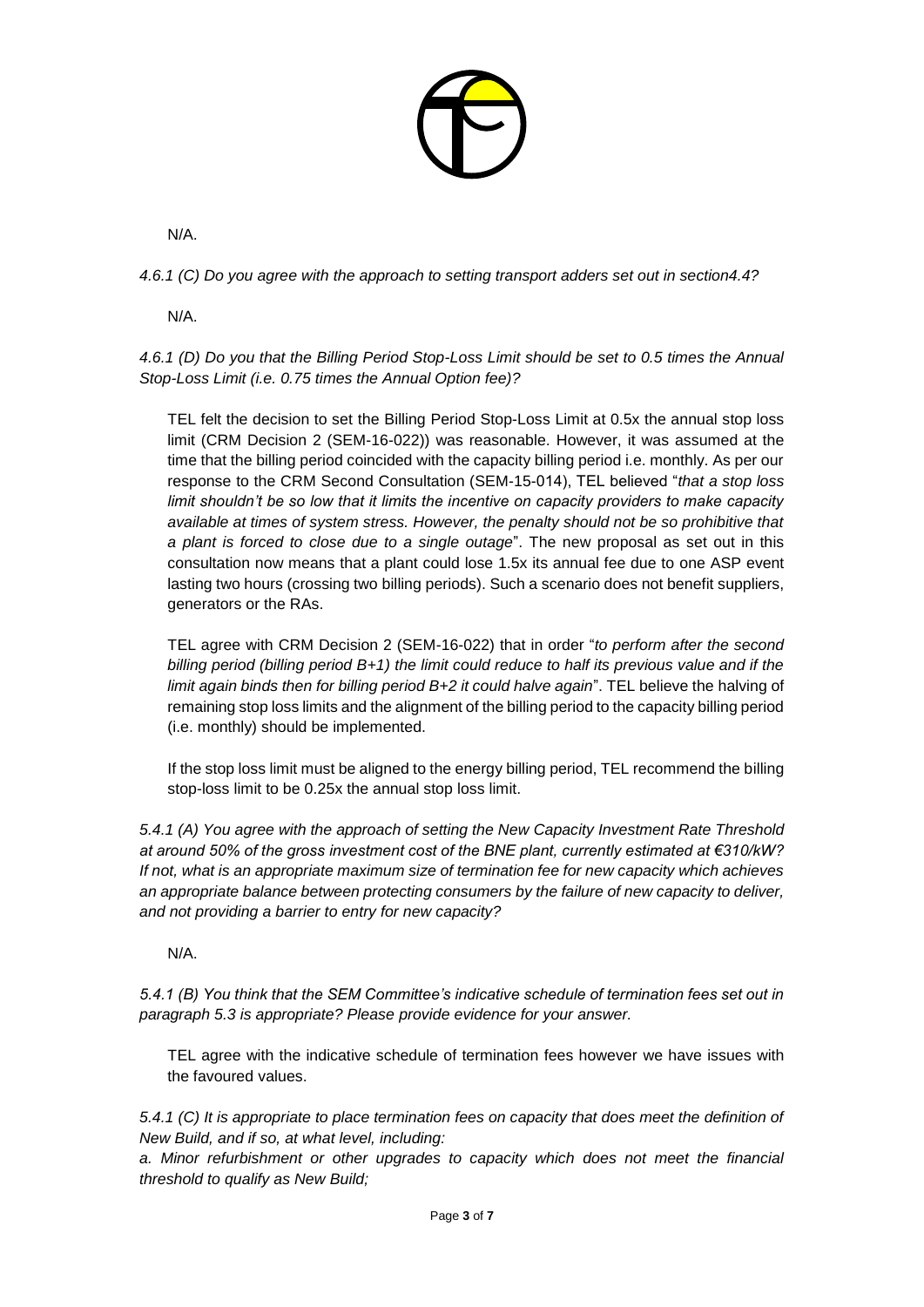N/A.

*4.6.1 (C) Do you agree with the approach to setting transport adders set out in section4.4?*

N/A.

*4.6.1 (D) Do you that the Billing Period Stop-Loss Limit should be set to 0.5 times the Annual Stop-Loss Limit (i.e. 0.75 times the Annual Option fee)?*

TEL felt the decision to set the Billing Period Stop-Loss Limit at 0.5x the annual stop loss limit (CRM Decision 2 (SEM-16-022)) was reasonable. However, it was assumed at the time that the billing period coincided with the capacity billing period i.e. monthly. As per our response to the CRM Second Consultation (SEM-15-014), TEL believed "*that a stop loss limit shouldn't be so low that it limits the incentive on capacity providers to make capacity available at times of system stress. However, the penalty should not be so prohibitive that a plant is forced to close due to a single outage*". The new proposal as set out in this consultation now means that a plant could lose 1.5x its annual fee due to one ASP event lasting two hours (crossing two billing periods). Such a scenario does not benefit suppliers, generators or the RAs.

TEL agree with CRM Decision 2 (SEM-16-022) that in order "*to perform after the second billing period (billing period B+1) the limit could reduce to half its previous value and if the limit again binds then for billing period B+2 it could halve again*". TEL believe the halving of remaining stop loss limits and the alignment of the billing period to the capacity billing period (i.e. monthly) should be implemented.

If the stop loss limit must be aligned to the energy billing period, TEL recommend the billing stop-loss limit to be 0.25x the annual stop loss limit.

*5.4.1 (A) You agree with the approach of setting the New Capacity Investment Rate Threshold at around 50% of the gross investment cost of the BNE plant, currently estimated at €310/kW? If not, what is an appropriate maximum size of termination fee for new capacity which achieves an appropriate balance between protecting consumers by the failure of new capacity to deliver, and not providing a barrier to entry for new capacity?*

N/A.

*5.4.1 (B) You think that the SEM Committee's indicative schedule of termination fees set out in paragraph 5.3 is appropriate? Please provide evidence for your answer.*

TEL agree with the indicative schedule of termination fees however we have issues with the favoured values.

*5.4.1 (C) It is appropriate to place termination fees on capacity that does meet the definition of New Build, and if so, at what level, including:*

*a. Minor refurbishment or other upgrades to capacity which does not meet the financial threshold to qualify as New Build;*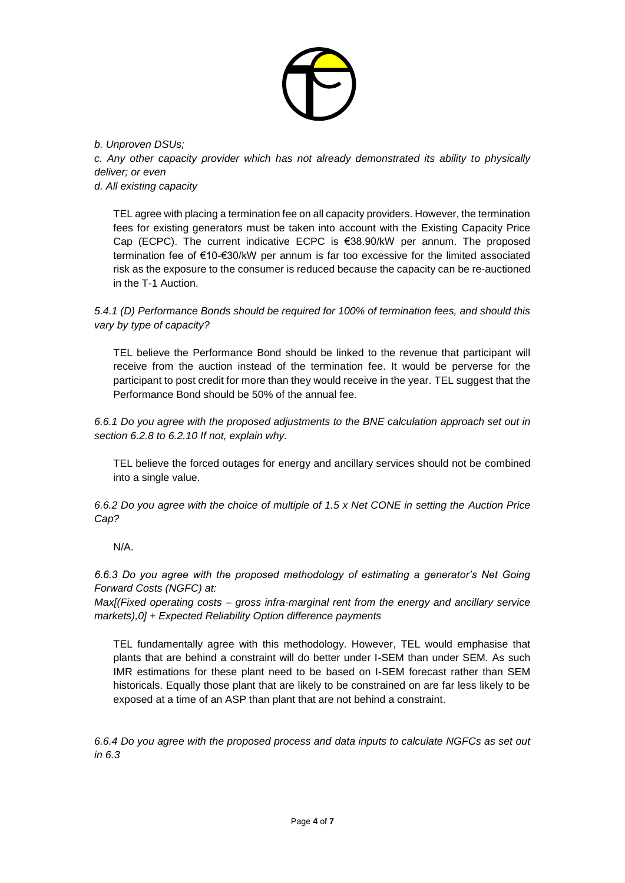*b. Unproven DSUs;*

*c. Any other capacity provider which has not already demonstrated its ability to physically deliver; or even*

*d. All existing capacity*

TEL agree with placing a termination fee on all capacity providers. However, the termination fees for existing generators must be taken into account with the Existing Capacity Price Cap (ECPC). The current indicative ECPC is €38.90/kW per annum. The proposed termination fee of €10-€30/kW per annum is far too excessive for the limited associated risk as the exposure to the consumer is reduced because the capacity can be re-auctioned in the T-1 Auction.

*5.4.1 (D) Performance Bonds should be required for 100% of termination fees, and should this vary by type of capacity?*

TEL believe the Performance Bond should be linked to the revenue that participant will receive from the auction instead of the termination fee. It would be perverse for the participant to post credit for more than they would receive in the year. TEL suggest that the Performance Bond should be 50% of the annual fee.

*6.6.1 Do you agree with the proposed adjustments to the BNE calculation approach set out in section 6.2.8 to 6.2.10 If not, explain why.*

TEL believe the forced outages for energy and ancillary services should not be combined into a single value.

*6.6.2 Do you agree with the choice of multiple of 1.5 x Net CONE in setting the Auction Price Cap?*

N/A.

*6.6.3 Do you agree with the proposed methodology of estimating a generator's Net Going Forward Costs (NGFC) at:*

*Max[(Fixed operating costs – gross infra-marginal rent from the energy and ancillary service markets),0] + Expected Reliability Option difference payments*

TEL fundamentally agree with this methodology. However, TEL would emphasise that plants that are behind a constraint will do better under I-SEM than under SEM. As such IMR estimations for these plant need to be based on I-SEM forecast rather than SEM historicals. Equally those plant that are likely to be constrained on are far less likely to be exposed at a time of an ASP than plant that are not behind a constraint.

*6.6.4 Do you agree with the proposed process and data inputs to calculate NGFCs as set out in 6.3*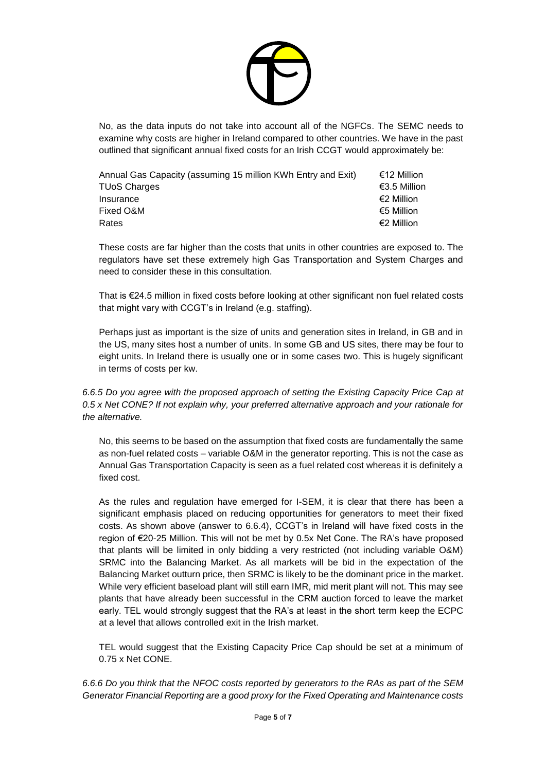No, as the data inputs do not take into account all of the NGFCs. The SEMC needs to examine why costs are higher in Ireland compared to other countries. We have in the past outlined that significant annual fixed costs for an Irish CCGT would approximately be:

| | |
|---|---|
| Annual Gas Capacity (assuming 15 million KWh Entry and Exit) | €12 Million |
| TUoS Charges | €3.5 Million |
| Insurance | €2 Million |
| Fixed O&M | €5 Million |
| Rates | €2 Million |

These costs are far higher than the costs that units in other countries are exposed to. The regulators have set these extremely high Gas Transportation and System Charges and need to consider these in this consultation.

That is €24.5 million in fixed costs before looking at other significant non fuel related costs that might vary with CCGT's in Ireland (e.g. staffing).

Perhaps just as important is the size of units and generation sites in Ireland, in GB and in the US, many sites host a number of units. In some GB and US sites, there may be four to eight units. In Ireland there is usually one or in some cases two. This is hugely significant in terms of costs per kw.

*6.6.5 Do you agree with the proposed approach of setting the Existing Capacity Price Cap at 0.5 x Net CONE? If not explain why, your preferred alternative approach and your rationale for the alternative.*

No, this seems to be based on the assumption that fixed costs are fundamentally the same as non-fuel related costs – variable O&M in the generator reporting. This is not the case as Annual Gas Transportation Capacity is seen as a fuel related cost whereas it is definitely a fixed cost.

As the rules and regulation have emerged for I-SEM, it is clear that there has been a significant emphasis placed on reducing opportunities for generators to meet their fixed costs. As shown above (answer to 6.6.4), CCGT's in Ireland will have fixed costs in the region of €20-25 Million. This will not be met by 0.5x Net Cone. The RA's have proposed that plants will be limited in only bidding a very restricted (not including variable O&M) SRMC into the Balancing Market. As all markets will be bid in the expectation of the Balancing Market outturn price, then SRMC is likely to be the dominant price in the market. While very efficient baseload plant will still earn IMR, mid merit plant will not. This may see plants that have already been successful in the CRM auction forced to leave the market early. TEL would strongly suggest that the RA's at least in the short term keep the ECPC at a level that allows controlled exit in the Irish market.

TEL would suggest that the Existing Capacity Price Cap should be set at a minimum of 0.75 x Net CONE.

*6.6.6 Do you think that the NFOC costs reported by generators to the RAs as part of the SEM Generator Financial Reporting are a good proxy for the Fixed Operating and Maintenance costs*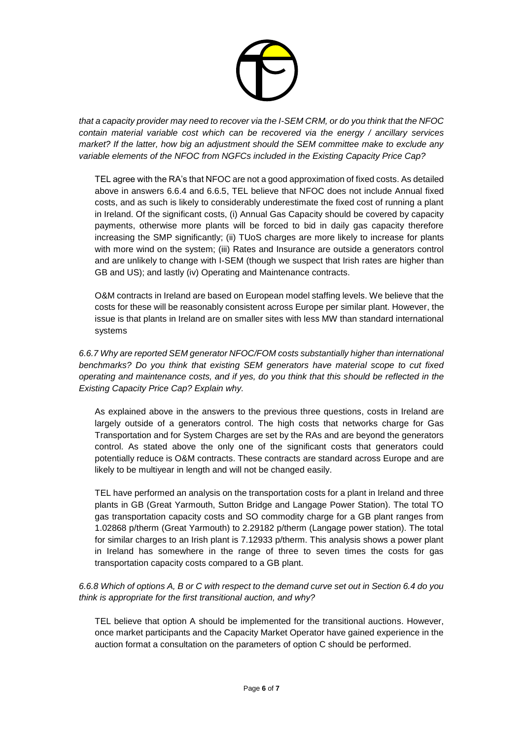*that a capacity provider may need to recover via the I-SEM CRM, or do you think that the NFOC contain material variable cost which can be recovered via the energy / ancillary services market? If the latter, how big an adjustment should the SEM committee make to exclude any variable elements of the NFOC from NGFCs included in the Existing Capacity Price Cap?*

TEL agree with the RA's that NFOC are not a good approximation of fixed costs. As detailed above in answers 6.6.4 and 6.6.5, TEL believe that NFOC does not include Annual fixed costs, and as such is likely to considerably underestimate the fixed cost of running a plant in Ireland. Of the significant costs, (i) Annual Gas Capacity should be covered by capacity payments, otherwise more plants will be forced to bid in daily gas capacity therefore increasing the SMP significantly; (ii) TUoS charges are more likely to increase for plants with more wind on the system; (iii) Rates and Insurance are outside a generators control and are unlikely to change with I-SEM (though we suspect that Irish rates are higher than GB and US); and lastly (iv) Operating and Maintenance contracts.

O&M contracts in Ireland are based on European model staffing levels. We believe that the costs for these will be reasonably consistent across Europe per similar plant. However, the issue is that plants in Ireland are on smaller sites with less MW than standard international systems

*6.6.7 Why are reported SEM generator NFOC/FOM costs substantially higher than international benchmarks? Do you think that existing SEM generators have material scope to cut fixed operating and maintenance costs, and if yes, do you think that this should be reflected in the Existing Capacity Price Cap? Explain why.*

As explained above in the answers to the previous three questions, costs in Ireland are largely outside of a generators control. The high costs that networks charge for Gas Transportation and for System Charges are set by the RAs and are beyond the generators control. As stated above the only one of the significant costs that generators could potentially reduce is O&M contracts. These contracts are standard across Europe and are likely to be multiyear in length and will not be changed easily.

TEL have performed an analysis on the transportation costs for a plant in Ireland and three plants in GB (Great Yarmouth, Sutton Bridge and Langage Power Station). The total TO gas transportation capacity costs and SO commodity charge for a GB plant ranges from 1.02868 p/therm (Great Yarmouth) to 2.29182 p/therm (Langage power station). The total for similar charges to an Irish plant is 7.12933 p/therm. This analysis shows a power plant in Ireland has somewhere in the range of three to seven times the costs for gas transportation capacity costs compared to a GB plant.

*6.6.8 Which of options A, B or C with respect to the demand curve set out in Section 6.4 do you think is appropriate for the first transitional auction, and why?*

TEL believe that option A should be implemented for the transitional auctions. However, once market participants and the Capacity Market Operator have gained experience in the auction format a consultation on the parameters of option C should be performed.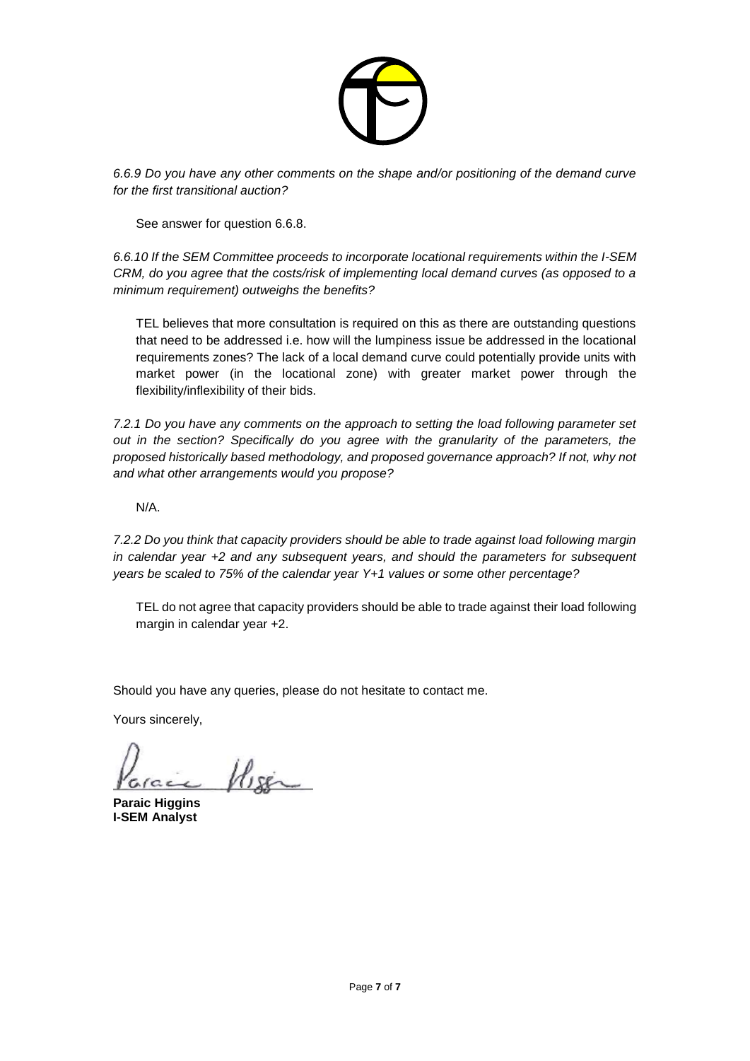*6.6.9 Do you have any other comments on the shape and/or positioning of the demand curve for the first transitional auction?*

See answer for question 6.6.8.

*6.6.10 If the SEM Committee proceeds to incorporate locational requirements within the I-SEM CRM, do you agree that the costs/risk of implementing local demand curves (as opposed to a minimum requirement) outweighs the benefits?*

TEL believes that more consultation is required on this as there are outstanding questions that need to be addressed i.e. how will the lumpiness issue be addressed in the locational requirements zones? The lack of a local demand curve could potentially provide units with market power (in the locational zone) with greater market power through the flexibility/inflexibility of their bids.

*7.2.1 Do you have any comments on the approach to setting the load following parameter set out in the section? Specifically do you agree with the granularity of the parameters, the proposed historically based methodology, and proposed governance approach? If not, why not and what other arrangements would you propose?*

N/A.

*7.2.2 Do you think that capacity providers should be able to trade against load following margin in calendar year +2 and any subsequent years, and should the parameters for subsequent years be scaled to 75% of the calendar year Y+1 values or some other percentage?*

TEL do not agree that capacity providers should be able to trade against their load following margin in calendar year +2.

Should you have any queries, please do not hesitate to contact me.

Yours sincerely,

**Paraic Higgins**
**I-SEM Analyst**